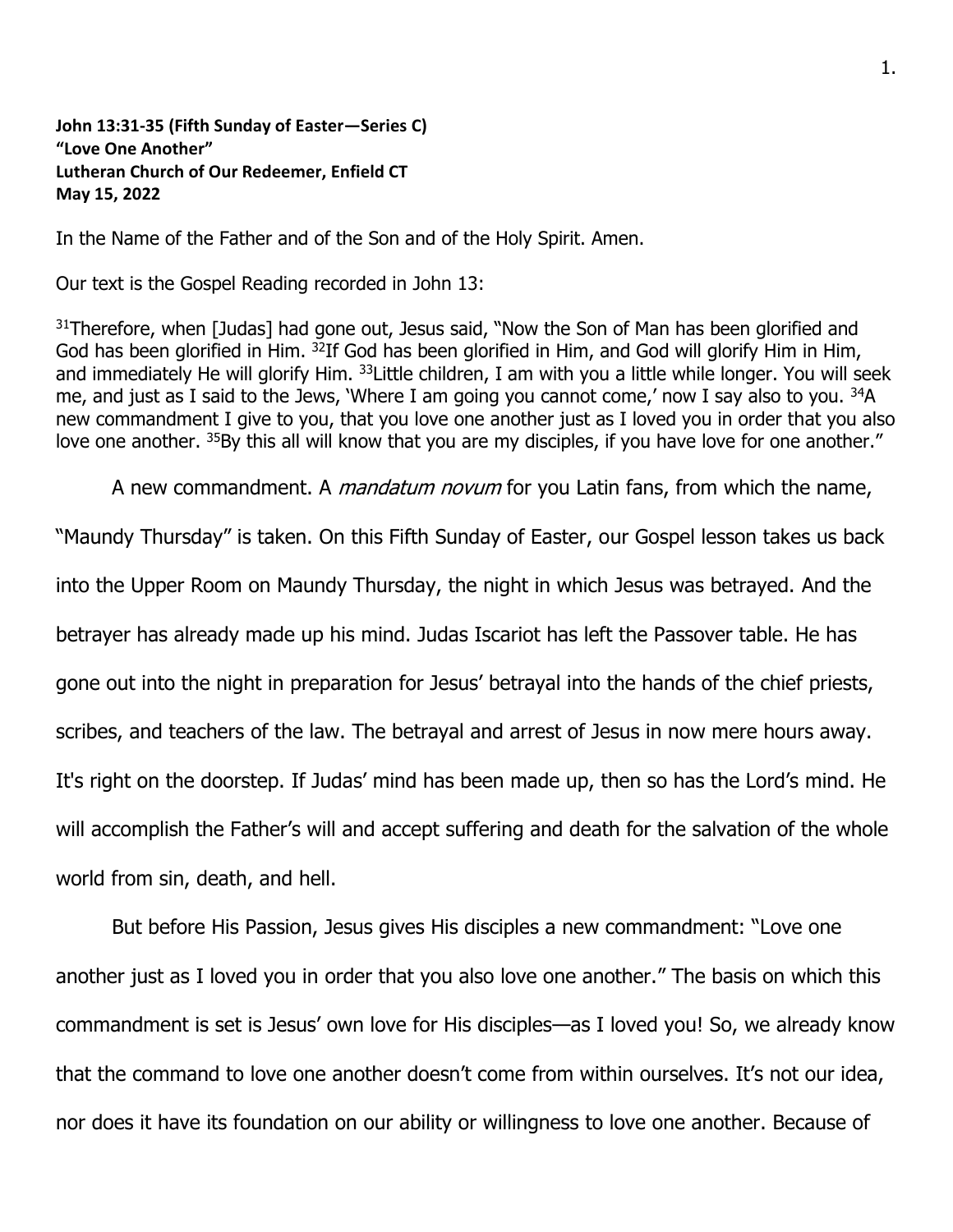**John 13:31-35 (Fifth Sunday of Easter—Series C)**
**"Love One Another"**
**Lutheran Church of Our Redeemer, Enfield CT**
**May 15, 2022**

In the Name of the Father and of the Son and of the Holy Spirit. Amen.

Our text is the Gospel Reading recorded in John 13:

[31]Therefore, when [Judas] had gone out, Jesus said, "Now the Son of Man has been glorified and God has been glorified in Him. [32]If God has been glorified in Him, and God will glorify Him in Him, and immediately He will glorify Him. [33]Little children, I am with you a little while longer. You will seek me, and just as I said to the Jews, 'Where I am going you cannot come,' now I say also to you. [34]A new commandment I give to you, that you love one another just as I loved you in order that you also love one another. [35]By this all will know that you are my disciples, if you have love for one another."

A new commandment. A *mandatum novum* for you Latin fans, from which the name, "Maundy Thursday" is taken. On this Fifth Sunday of Easter, our Gospel lesson takes us back into the Upper Room on Maundy Thursday, the night in which Jesus was betrayed. And the betrayer has already made up his mind. Judas Iscariot has left the Passover table. He has gone out into the night in preparation for Jesus' betrayal into the hands of the chief priests, scribes, and teachers of the law. The betrayal and arrest of Jesus in now mere hours away. It's right on the doorstep. If Judas' mind has been made up, then so has the Lord's mind. He will accomplish the Father's will and accept suffering and death for the salvation of the whole world from sin, death, and hell.

But before His Passion, Jesus gives His disciples a new commandment: "Love one another just as I loved you in order that you also love one another." The basis on which this commandment is set is Jesus' own love for His disciples—as I loved you! So, we already know that the command to love one another doesn't come from within ourselves. It's not our idea, nor does it have its foundation on our ability or willingness to love one another. Because of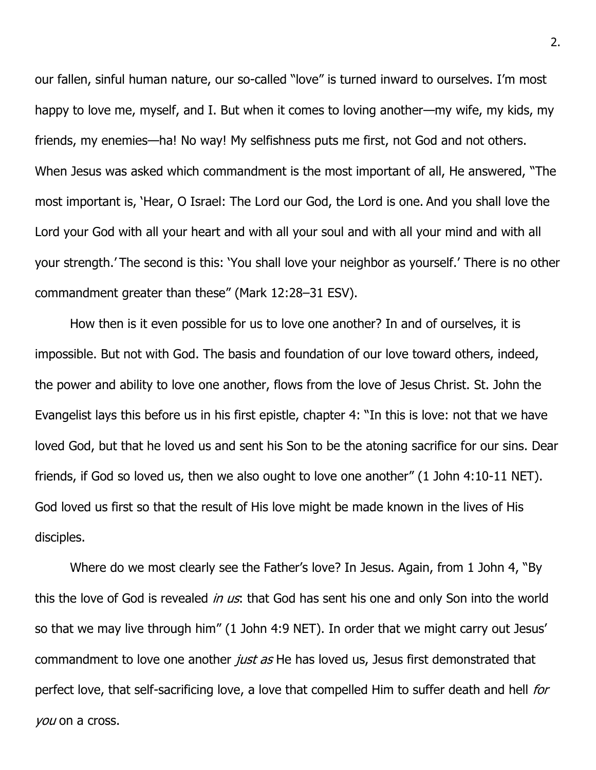our fallen, sinful human nature, our so-called "love" is turned inward to ourselves. I'm most happy to love me, myself, and I. But when it comes to loving another—my wife, my kids, my friends, my enemies—ha! No way! My selfishness puts me first, not God and not others. When Jesus was asked which commandment is the most important of all, He answered, "The most important is, 'Hear, O Israel: The Lord our God, the Lord is one. And you shall love the Lord your God with all your heart and with all your soul and with all your mind and with all your strength.' The second is this: 'You shall love your neighbor as yourself.' There is no other commandment greater than these" (Mark 12:28–31 ESV).

How then is it even possible for us to love one another? In and of ourselves, it is impossible. But not with God. The basis and foundation of our love toward others, indeed, the power and ability to love one another, flows from the love of Jesus Christ. St. John the Evangelist lays this before us in his first epistle, chapter 4: "In this is love: not that we have loved God, but that he loved us and sent his Son to be the atoning sacrifice for our sins. Dear friends, if God so loved us, then we also ought to love one another" (1 John 4:10-11 NET). God loved us first so that the result of His love might be made known in the lives of His disciples.

Where do we most clearly see the Father's love? In Jesus. Again, from 1 John 4, "By this the love of God is revealed *in us*: that God has sent his one and only Son into the world so that we may live through him" (1 John 4:9 NET). In order that we might carry out Jesus' commandment to love one another *just as* He has loved us, Jesus first demonstrated that perfect love, that self-sacrificing love, a love that compelled Him to suffer death and hell *for you* on a cross.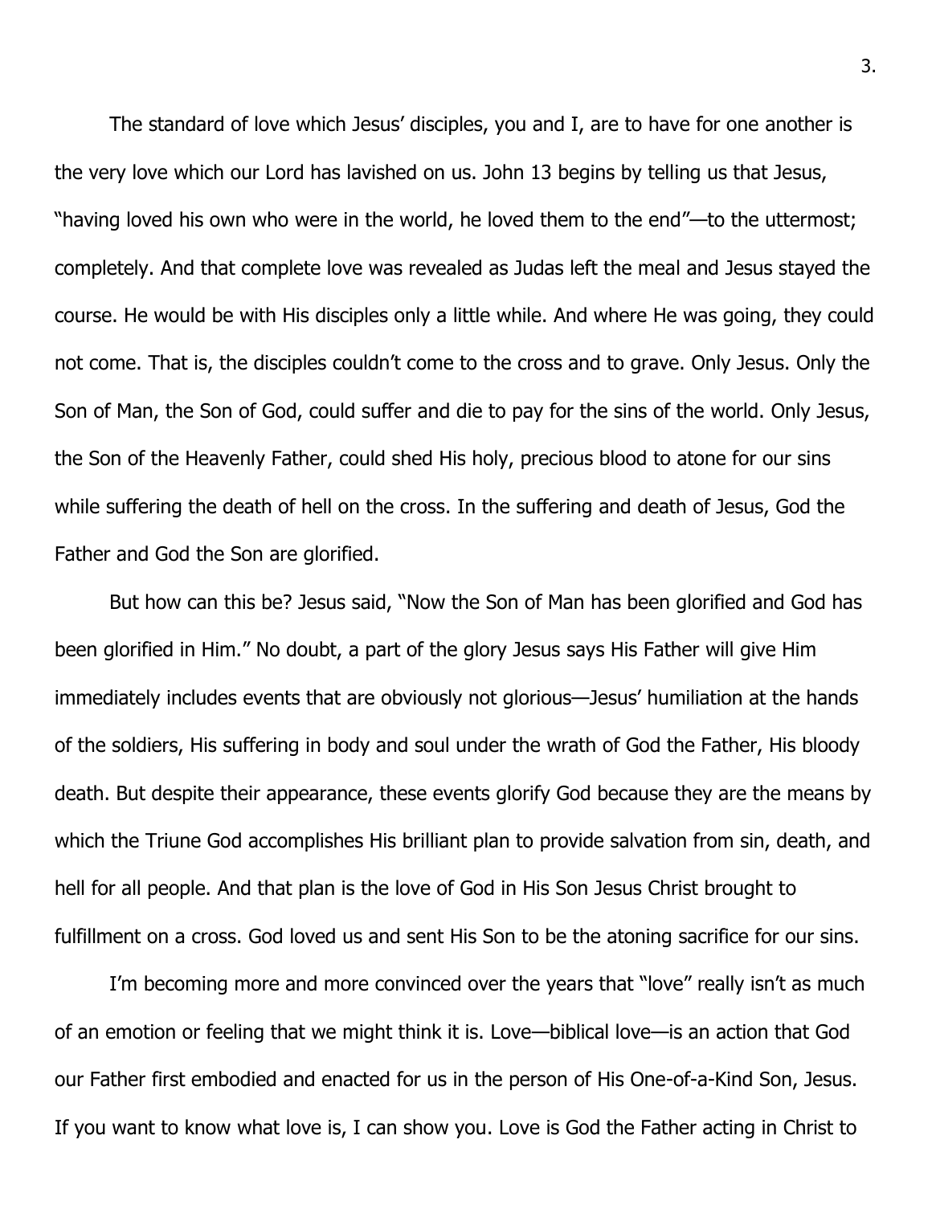The standard of love which Jesus' disciples, you and I, are to have for one another is the very love which our Lord has lavished on us. John 13 begins by telling us that Jesus, "having loved his own who were in the world, he loved them to the end"—to the uttermost; completely. And that complete love was revealed as Judas left the meal and Jesus stayed the course. He would be with His disciples only a little while. And where He was going, they could not come. That is, the disciples couldn't come to the cross and to grave. Only Jesus. Only the Son of Man, the Son of God, could suffer and die to pay for the sins of the world. Only Jesus, the Son of the Heavenly Father, could shed His holy, precious blood to atone for our sins while suffering the death of hell on the cross. In the suffering and death of Jesus, God the Father and God the Son are glorified.

But how can this be? Jesus said, "Now the Son of Man has been glorified and God has been glorified in Him." No doubt, a part of the glory Jesus says His Father will give Him immediately includes events that are obviously not glorious—Jesus' humiliation at the hands of the soldiers, His suffering in body and soul under the wrath of God the Father, His bloody death. But despite their appearance, these events glorify God because they are the means by which the Triune God accomplishes His brilliant plan to provide salvation from sin, death, and hell for all people. And that plan is the love of God in His Son Jesus Christ brought to fulfillment on a cross. God loved us and sent His Son to be the atoning sacrifice for our sins.

I'm becoming more and more convinced over the years that "love" really isn't as much of an emotion or feeling that we might think it is. Love—biblical love—is an action that God our Father first embodied and enacted for us in the person of His One-of-a-Kind Son, Jesus. If you want to know what love is, I can show you. Love is God the Father acting in Christ to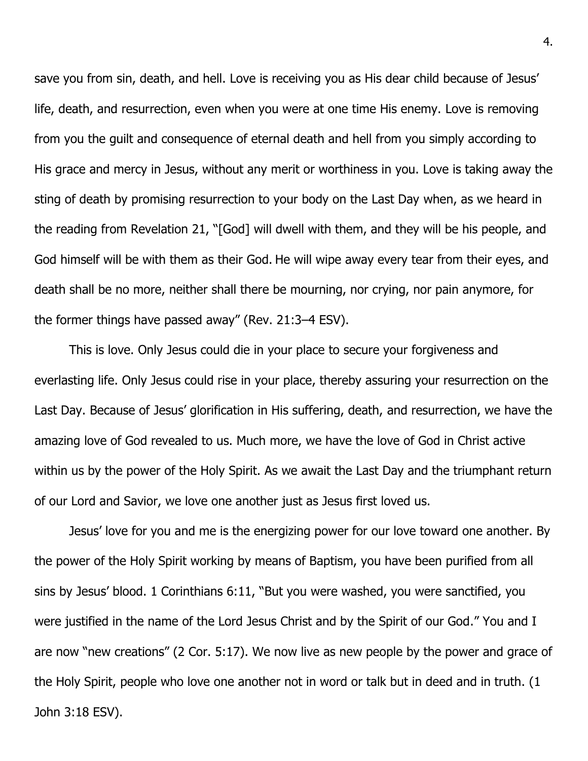save you from sin, death, and hell. Love is receiving you as His dear child because of Jesus' life, death, and resurrection, even when you were at one time His enemy. Love is removing from you the guilt and consequence of eternal death and hell from you simply according to His grace and mercy in Jesus, without any merit or worthiness in you. Love is taking away the sting of death by promising resurrection to your body on the Last Day when, as we heard in the reading from Revelation 21, "[God] will dwell with them, and they will be his people, and God himself will be with them as their God. He will wipe away every tear from their eyes, and death shall be no more, neither shall there be mourning, nor crying, nor pain anymore, for the former things have passed away" (Rev. 21:3–4 ESV).

This is love. Only Jesus could die in your place to secure your forgiveness and everlasting life. Only Jesus could rise in your place, thereby assuring your resurrection on the Last Day. Because of Jesus' glorification in His suffering, death, and resurrection, we have the amazing love of God revealed to us. Much more, we have the love of God in Christ active within us by the power of the Holy Spirit. As we await the Last Day and the triumphant return of our Lord and Savior, we love one another just as Jesus first loved us.

Jesus' love for you and me is the energizing power for our love toward one another. By the power of the Holy Spirit working by means of Baptism, you have been purified from all sins by Jesus' blood. 1 Corinthians 6:11, "But you were washed, you were sanctified, you were justified in the name of the Lord Jesus Christ and by the Spirit of our God." You and I are now "new creations" (2 Cor. 5:17). We now live as new people by the power and grace of the Holy Spirit, people who love one another not in word or talk but in deed and in truth. (1 John 3:18 ESV).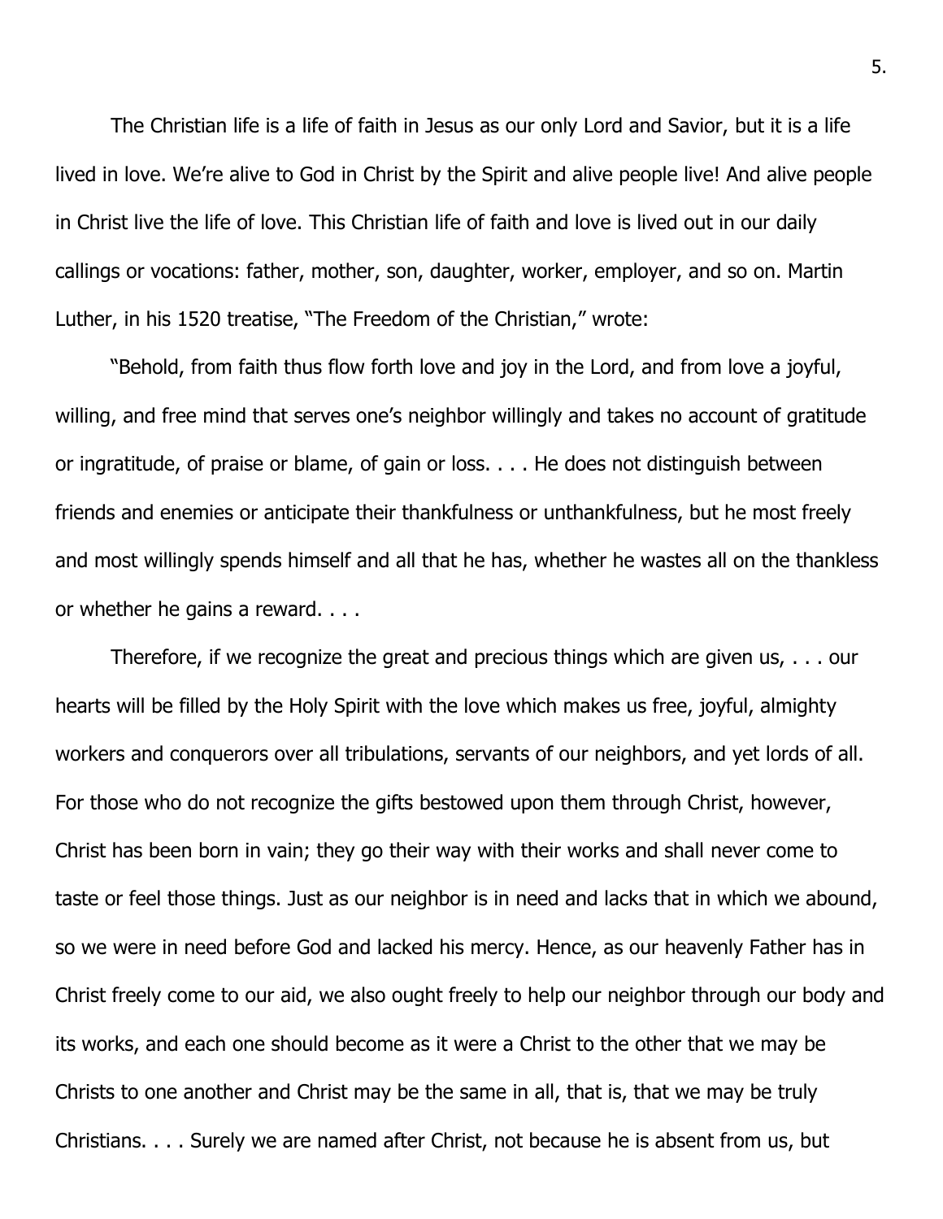The Christian life is a life of faith in Jesus as our only Lord and Savior, but it is a life lived in love. We're alive to God in Christ by the Spirit and alive people live! And alive people in Christ live the life of love. This Christian life of faith and love is lived out in our daily callings or vocations: father, mother, son, daughter, worker, employer, and so on. Martin Luther, in his 1520 treatise, "The Freedom of the Christian," wrote:

"Behold, from faith thus flow forth love and joy in the Lord, and from love a joyful, willing, and free mind that serves one's neighbor willingly and takes no account of gratitude or ingratitude, of praise or blame, of gain or loss. . . . He does not distinguish between friends and enemies or anticipate their thankfulness or unthankfulness, but he most freely and most willingly spends himself and all that he has, whether he wastes all on the thankless or whether he gains a reward. . . .

Therefore, if we recognize the great and precious things which are given us, . . . our hearts will be filled by the Holy Spirit with the love which makes us free, joyful, almighty workers and conquerors over all tribulations, servants of our neighbors, and yet lords of all. For those who do not recognize the gifts bestowed upon them through Christ, however, Christ has been born in vain; they go their way with their works and shall never come to taste or feel those things. Just as our neighbor is in need and lacks that in which we abound, so we were in need before God and lacked his mercy. Hence, as our heavenly Father has in Christ freely come to our aid, we also ought freely to help our neighbor through our body and its works, and each one should become as it were a Christ to the other that we may be Christs to one another and Christ may be the same in all, that is, that we may be truly Christians. . . . Surely we are named after Christ, not because he is absent from us, but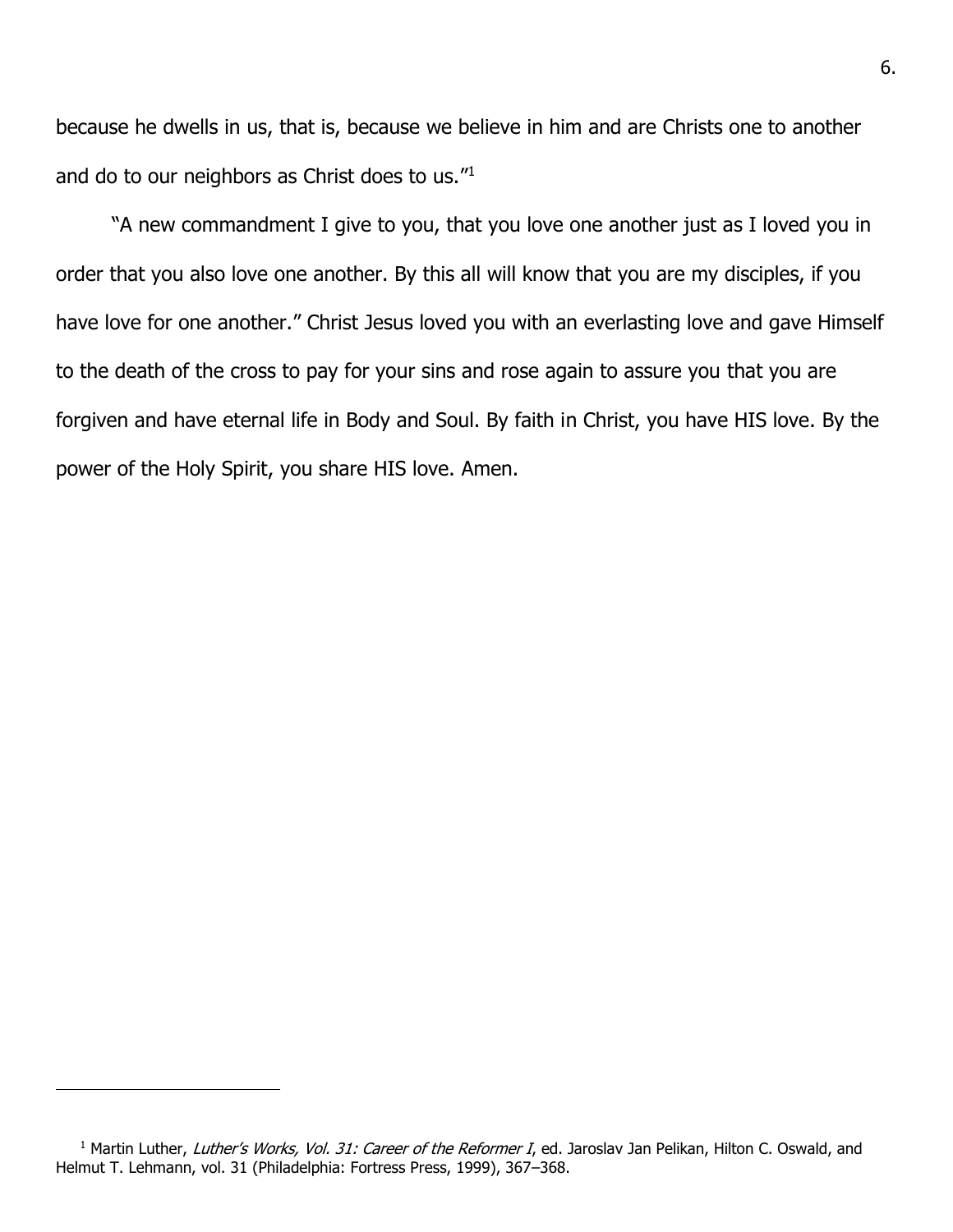because he dwells in us, that is, because we believe in him and are Christs one to another and do to our neighbors as Christ does to us."[1]

"A new commandment I give to you, that you love one another just as I loved you in order that you also love one another. By this all will know that you are my disciples, if you have love for one another." Christ Jesus loved you with an everlasting love and gave Himself to the death of the cross to pay for your sins and rose again to assure you that you are forgiven and have eternal life in Body and Soul. By faith in Christ, you have HIS love. By the power of the Holy Spirit, you share HIS love. Amen.

---

[1] Martin Luther, *Luther's Works, Vol. 31: Career of the Reformer I*, ed. Jaroslav Jan Pelikan, Hilton C. Oswald, and Helmut T. Lehmann, vol. 31 (Philadelphia: Fortress Press, 1999), 367–368.